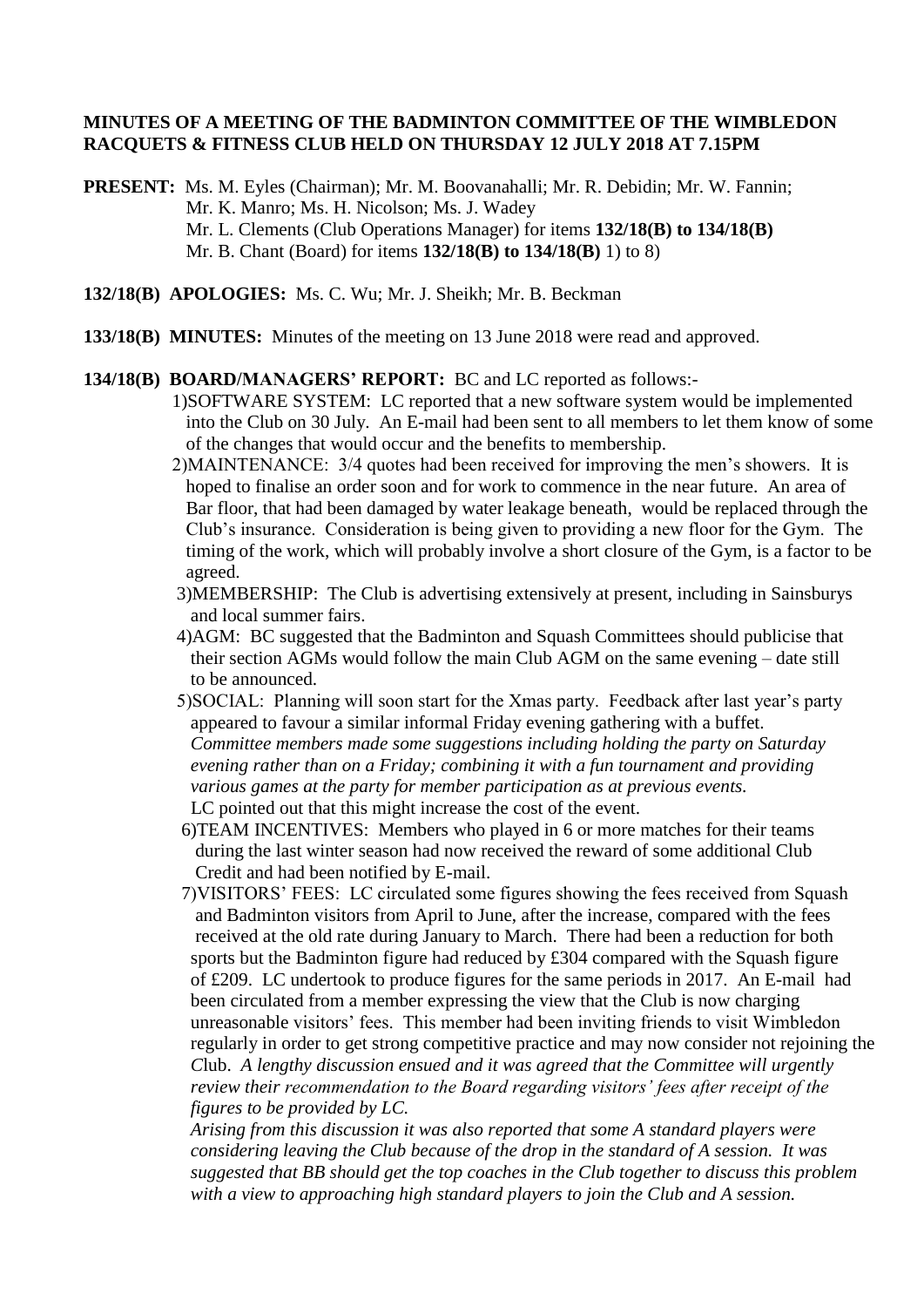**MINUTES OF A MEETING OF THE BADMINTON COMMITTEE OF THE WIMBLEDON RACQUETS & FITNESS CLUB HELD ON THURSDAY 12 JULY 2018 AT 7.15PM**

**PRESENT:** Ms. M. Eyles (Chairman); Mr. M. Boovanahalli; Mr. R. Debidin; Mr. W. Fannin; Mr. K. Manro; Ms. H. Nicolson; Ms. J. Wadey
Mr. L. Clements (Club Operations Manager) for items **132/18(B) to 134/18(B)**
Mr. B. Chant (Board) for items **132/18(B) to 134/18(B)** 1) to 8)

**132/18(B) APOLOGIES:** Ms. C. Wu; Mr. J. Sheikh; Mr. B. Beckman

**133/18(B) MINUTES:** Minutes of the meeting on 13 June 2018 were read and approved.

**134/18(B) BOARD/MANAGERS' REPORT:** BC and LC reported as follows:-

1)SOFTWARE SYSTEM: LC reported that a new software system would be implemented into the Club on 30 July. An E-mail had been sent to all members to let them know of some of the changes that would occur and the benefits to membership.

2)MAINTENANCE: 3/4 quotes had been received for improving the men's showers. It is hoped to finalise an order soon and for work to commence in the near future. An area of Bar floor, that had been damaged by water leakage beneath, would be replaced through the Club's insurance. Consideration is being given to providing a new floor for the Gym. The timing of the work, which will probably involve a short closure of the Gym, is a factor to be agreed.

3)MEMBERSHIP: The Club is advertising extensively at present, including in Sainsburys and local summer fairs.

4)AGM: BC suggested that the Badminton and Squash Committees should publicise that their section AGMs would follow the main Club AGM on the same evening – date still to be announced.

5)SOCIAL: Planning will soon start for the Xmas party. Feedback after last year's party appeared to favour a similar informal Friday evening gathering with a buffet.
*Committee members made some suggestions including holding the party on Saturday evening rather than on a Friday; combining it with a fun tournament and providing various games at the party for member participation as at previous events.*
LC pointed out that this might increase the cost of the event.

6)TEAM INCENTIVES: Members who played in 6 or more matches for their teams during the last winter season had now received the reward of some additional Club Credit and had been notified by E-mail.

7)VISITORS' FEES: LC circulated some figures showing the fees received from Squash and Badminton visitors from April to June, after the increase, compared with the fees received at the old rate during January to March. There had been a reduction for both sports but the Badminton figure had reduced by £304 compared with the Squash figure of £209. LC undertook to produce figures for the same periods in 2017. An E-mail had been circulated from a member expressing the view that the Club is now charging unreasonable visitors' fees. This member had been inviting friends to visit Wimbledon regularly in order to get strong competitive practice and may now consider not rejoining the Club. *A lengthy discussion ensued and it was agreed that the Committee will urgently review their recommendation to the Board regarding visitors' fees after receipt of the figures to be provided by LC.*
*Arising from this discussion it was also reported that some A standard players were considering leaving the Club because of the drop in the standard of A session. It was suggested that BB should get the top coaches in the Club together to discuss this problem with a view to approaching high standard players to join the Club and A session.*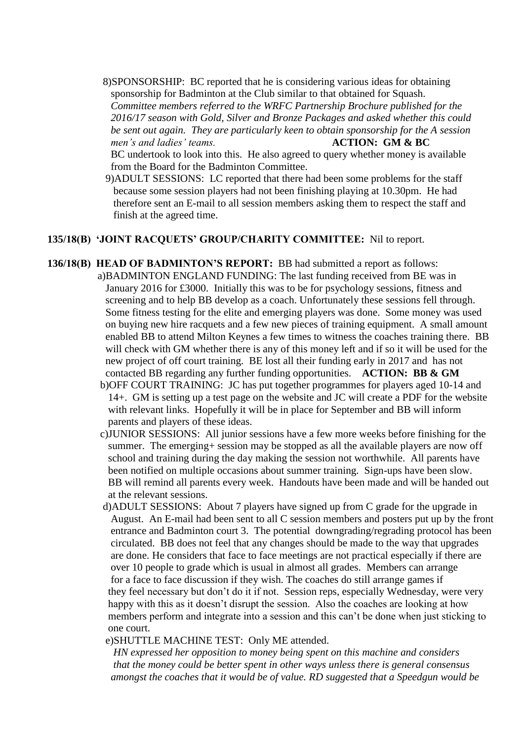8)SPONSORSHIP: BC reported that he is considering various ideas for obtaining sponsorship for Badminton at the Club similar to that obtained for Squash. *Committee members referred to the WRFC Partnership Brochure published for the 2016/17 season with Gold, Silver and Bronze Packages and asked whether this could be sent out again. They are particularly keen to obtain sponsorship for the A session men's and ladies' teams.* **ACTION: GM & BC**
BC undertook to look into this. He also agreed to query whether money is available from the Board for the Badminton Committee.

9)ADULT SESSIONS: LC reported that there had been some problems for the staff because some session players had not been finishing playing at 10.30pm. He had therefore sent an E-mail to all session members asking them to respect the staff and finish at the agreed time.

**135/18(B) 'JOINT RACQUETS' GROUP/CHARITY COMMITTEE:** Nil to report.

**136/18(B) HEAD OF BADMINTON'S REPORT:** BB had submitted a report as follows:

a)BADMINTON ENGLAND FUNDING: The last funding received from BE was in January 2016 for £3000. Initially this was to be for psychology sessions, fitness and screening and to help BB develop as a coach. Unfortunately these sessions fell through. Some fitness testing for the elite and emerging players was done. Some money was used on buying new hire racquets and a few new pieces of training equipment. A small amount enabled BB to attend Milton Keynes a few times to witness the coaches training there. BB will check with GM whether there is any of this money left and if so it will be used for the new project of off court training. BE lost all their funding early in 2017 and has not contacted BB regarding any further funding opportunities. **ACTION: BB & GM**

b)OFF COURT TRAINING: JC has put together programmes for players aged 10-14 and 14+. GM is setting up a test page on the website and JC will create a PDF for the website with relevant links. Hopefully it will be in place for September and BB will inform parents and players of these ideas.

c)JUNIOR SESSIONS: All junior sessions have a few more weeks before finishing for the summer. The emerging+ session may be stopped as all the available players are now off school and training during the day making the session not worthwhile. All parents have been notified on multiple occasions about summer training. Sign-ups have been slow. BB will remind all parents every week. Handouts have been made and will be handed out at the relevant sessions.

d)ADULT SESSIONS: About 7 players have signed up from C grade for the upgrade in August. An E-mail had been sent to all C session members and posters put up by the front entrance and Badminton court 3. The potential downgrading/regrading protocol has been circulated. BB does not feel that any changes should be made to the way that upgrades are done. He considers that face to face meetings are not practical especially if there are over 10 people to grade which is usual in almost all grades. Members can arrange for a face to face discussion if they wish. The coaches do still arrange games if they feel necessary but don't do it if not. Session reps, especially Wednesday, were very happy with this as it doesn't disrupt the session. Also the coaches are looking at how members perform and integrate into a session and this can't be done when just sticking to one court.

e)SHUTTLE MACHINE TEST: Only ME attended.
*HN expressed her opposition to money being spent on this machine and considers that the money could be better spent in other ways unless there is general consensus amongst the coaches that it would be of value. RD suggested that a Speedgun would be*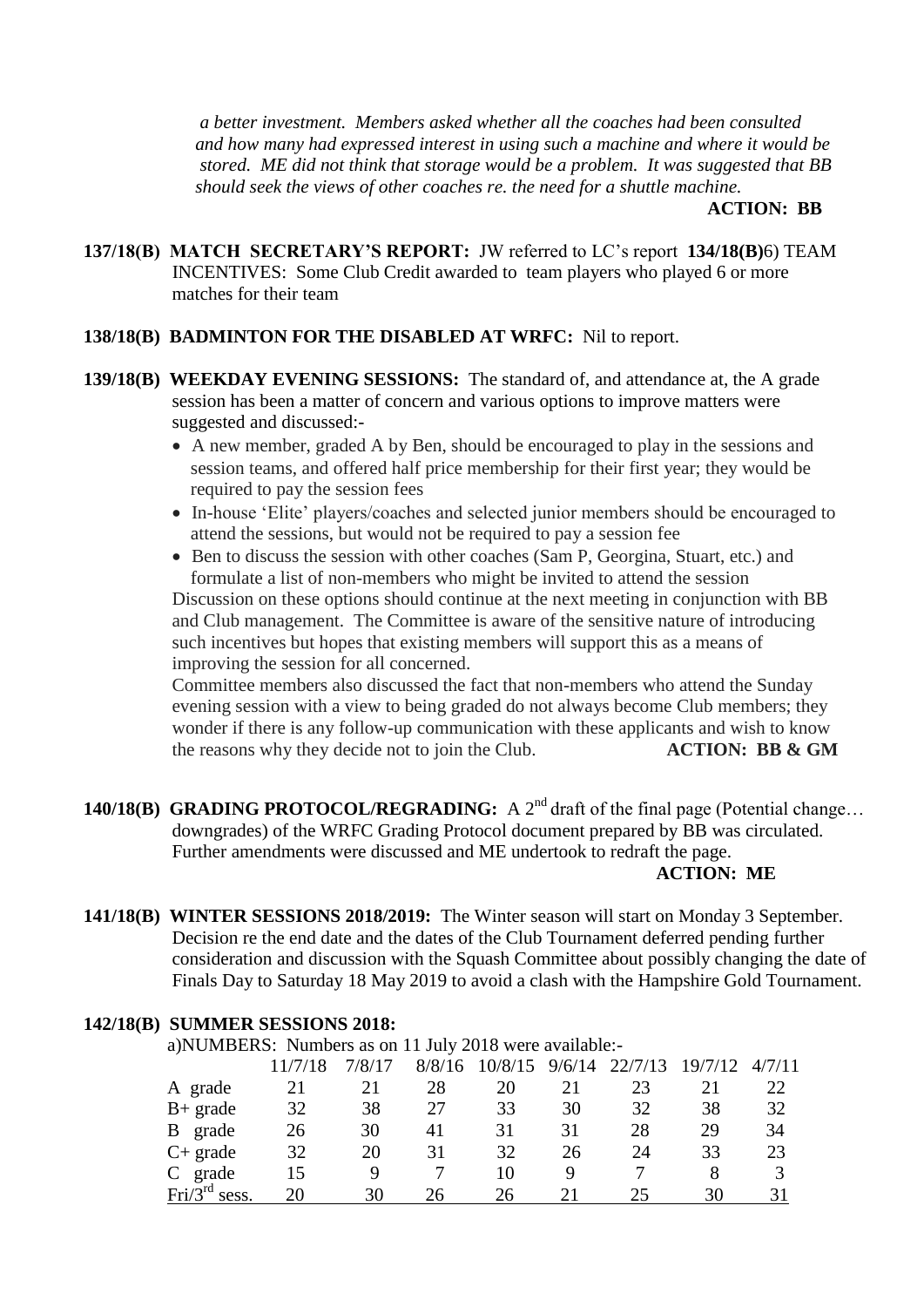*a better investment. Members asked whether all the coaches had been consulted and how many had expressed interest in using such a machine and where it would be stored. ME did not think that storage would be a problem. It was suggested that BB should seek the views of other coaches re. the need for a shuttle machine.*

**ACTION: BB**

**137/18(B) MATCH SECRETARY'S REPORT:** JW referred to LC's report **134/18(B)**6) TEAM INCENTIVES: Some Club Credit awarded to team players who played 6 or more matches for their team

**138/18(B) BADMINTON FOR THE DISABLED AT WRFC:** Nil to report.

**139/18(B) WEEKDAY EVENING SESSIONS:** The standard of, and attendance at, the A grade session has been a matter of concern and various options to improve matters were suggested and discussed:-

- A new member, graded A by Ben, should be encouraged to play in the sessions and session teams, and offered half price membership for their first year; they would be required to pay the session fees
- In-house 'Elite' players/coaches and selected junior members should be encouraged to attend the sessions, but would not be required to pay a session fee
- Ben to discuss the session with other coaches (Sam P, Georgina, Stuart, etc.) and formulate a list of non-members who might be invited to attend the session

Discussion on these options should continue at the next meeting in conjunction with BB and Club management. The Committee is aware of the sensitive nature of introducing such incentives but hopes that existing members will support this as a means of improving the session for all concerned.

Committee members also discussed the fact that non-members who attend the Sunday evening session with a view to being graded do not always become Club members; they wonder if there is any follow-up communication with these applicants and wish to know the reasons why they decide not to join the Club. **ACTION: BB & GM**

**140/18(B) GRADING PROTOCOL/REGRADING:** A 2nd draft of the final page (Potential change… downgrades) of the WRFC Grading Protocol document prepared by BB was circulated. Further amendments were discussed and ME undertook to redraft the page.

**ACTION: ME**

**141/18(B) WINTER SESSIONS 2018/2019:** The Winter season will start on Monday 3 September. Decision re the end date and the dates of the Club Tournament deferred pending further consideration and discussion with the Squash Committee about possibly changing the date of Finals Day to Saturday 18 May 2019 to avoid a clash with the Hampshire Gold Tournament.

**142/18(B) SUMMER SESSIONS 2018:**

a)NUMBERS: Numbers as on 11 July 2018 were available:-

| | 11/7/18 | 7/8/17 | 8/8/16 | 10/8/15 | 9/6/14 | 22/7/13 | 19/7/12 | 4/7/11 |
|---|---|---|---|---|---|---|---|---|
| A grade | 21 | 21 | 28 | 20 | 21 | 23 | 21 | 22 |
| B+ grade | 32 | 38 | 27 | 33 | 30 | 32 | 38 | 32 |
| B grade | 26 | 30 | 41 | 31 | 31 | 28 | 29 | 34 |
| C+ grade | 32 | 20 | 31 | 32 | 26 | 24 | 33 | 23 |
| C grade | 15 | 9 | 7 | 10 | 9 | 7 | 8 | 3 |
| Fri/3rd sess. | 20 | 30 | 26 | 26 | 21 | 25 | 30 | 31 |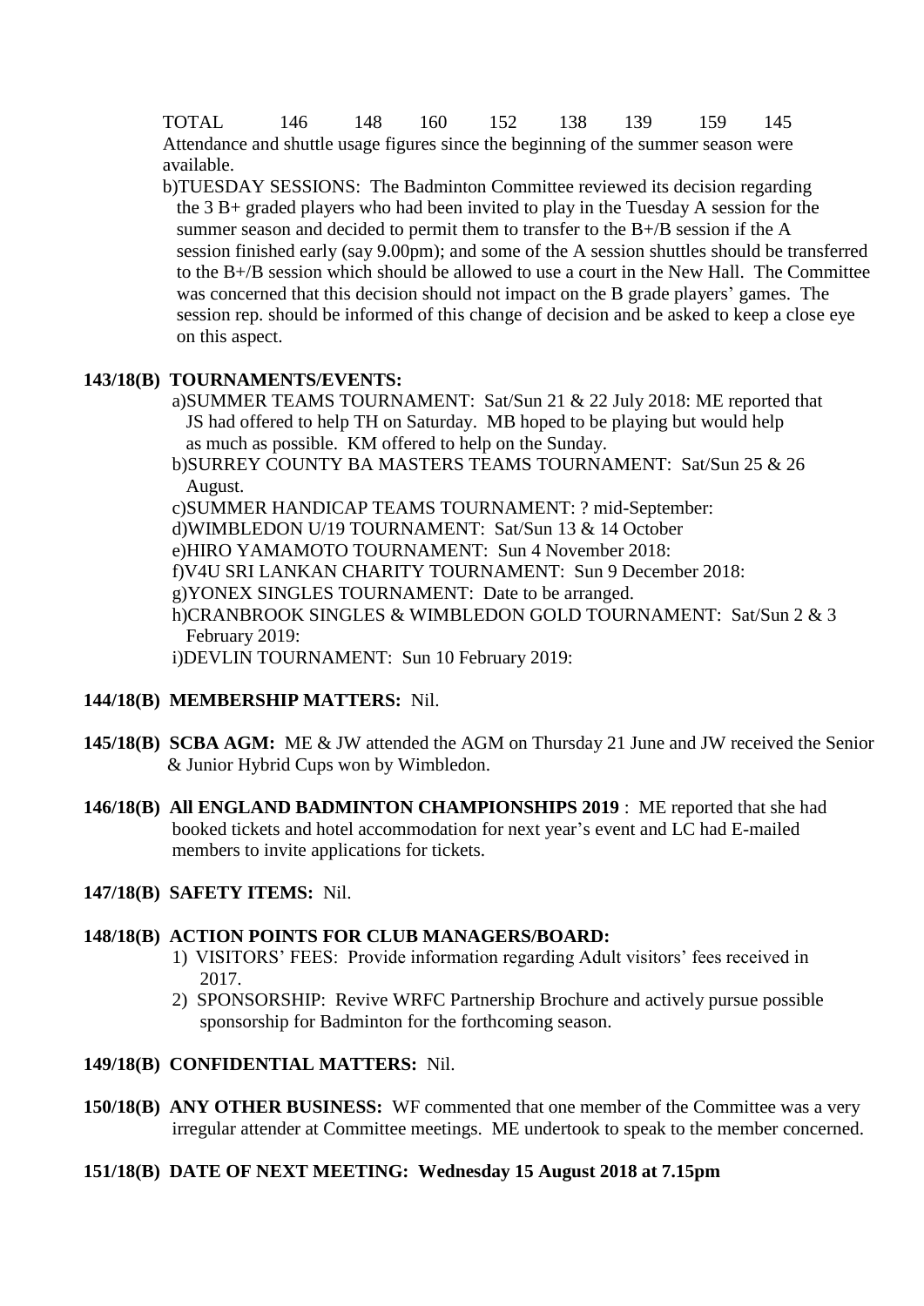| | | | | | | | | |
|---|---|---|---|---|---|---|---|---|
| TOTAL | 146 | 148 | 160 | 152 | 138 | 139 | 159 | 145 |

Attendance and shuttle usage figures since the beginning of the summer season were available.

b)TUESDAY SESSIONS: The Badminton Committee reviewed its decision regarding the 3 B+ graded players who had been invited to play in the Tuesday A session for the summer season and decided to permit them to transfer to the B+/B session if the A session finished early (say 9.00pm); and some of the A session shuttles should be transferred to the B+/B session which should be allowed to use a court in the New Hall. The Committee was concerned that this decision should not impact on the B grade players' games. The session rep. should be informed of this change of decision and be asked to keep a close eye on this aspect.

**143/18(B) TOURNAMENTS/EVENTS:**

a)SUMMER TEAMS TOURNAMENT: Sat/Sun 21 & 22 July 2018: ME reported that JS had offered to help TH on Saturday. MB hoped to be playing but would help as much as possible. KM offered to help on the Sunday.

b)SURREY COUNTY BA MASTERS TEAMS TOURNAMENT: Sat/Sun 25 & 26 August.

c)SUMMER HANDICAP TEAMS TOURNAMENT: ? mid-September:

d)WIMBLEDON U/19 TOURNAMENT: Sat/Sun 13 & 14 October

e)HIRO YAMAMOTO TOURNAMENT: Sun 4 November 2018:

f)V4U SRI LANKAN CHARITY TOURNAMENT: Sun 9 December 2018:

g)YONEX SINGLES TOURNAMENT: Date to be arranged.

h)CRANBROOK SINGLES & WIMBLEDON GOLD TOURNAMENT: Sat/Sun 2 & 3 February 2019:

i)DEVLIN TOURNAMENT: Sun 10 February 2019:

**144/18(B) MEMBERSHIP MATTERS:** Nil.

**145/18(B) SCBA AGM:** ME & JW attended the AGM on Thursday 21 June and JW received the Senior & Junior Hybrid Cups won by Wimbledon.

**146/18(B) All ENGLAND BADMINTON CHAMPIONSHIPS 2019** : ME reported that she had booked tickets and hotel accommodation for next year's event and LC had E-mailed members to invite applications for tickets.

**147/18(B) SAFETY ITEMS:** Nil.

**148/18(B) ACTION POINTS FOR CLUB MANAGERS/BOARD:**

1) VISITORS' FEES: Provide information regarding Adult visitors' fees received in 2017.
2) SPONSORSHIP: Revive WRFC Partnership Brochure and actively pursue possible sponsorship for Badminton for the forthcoming season.

**149/18(B) CONFIDENTIAL MATTERS:** Nil.

**150/18(B) ANY OTHER BUSINESS:** WF commented that one member of the Committee was a very irregular attender at Committee meetings. ME undertook to speak to the member concerned.

**151/18(B) DATE OF NEXT MEETING: Wednesday 15 August 2018 at 7.15pm**